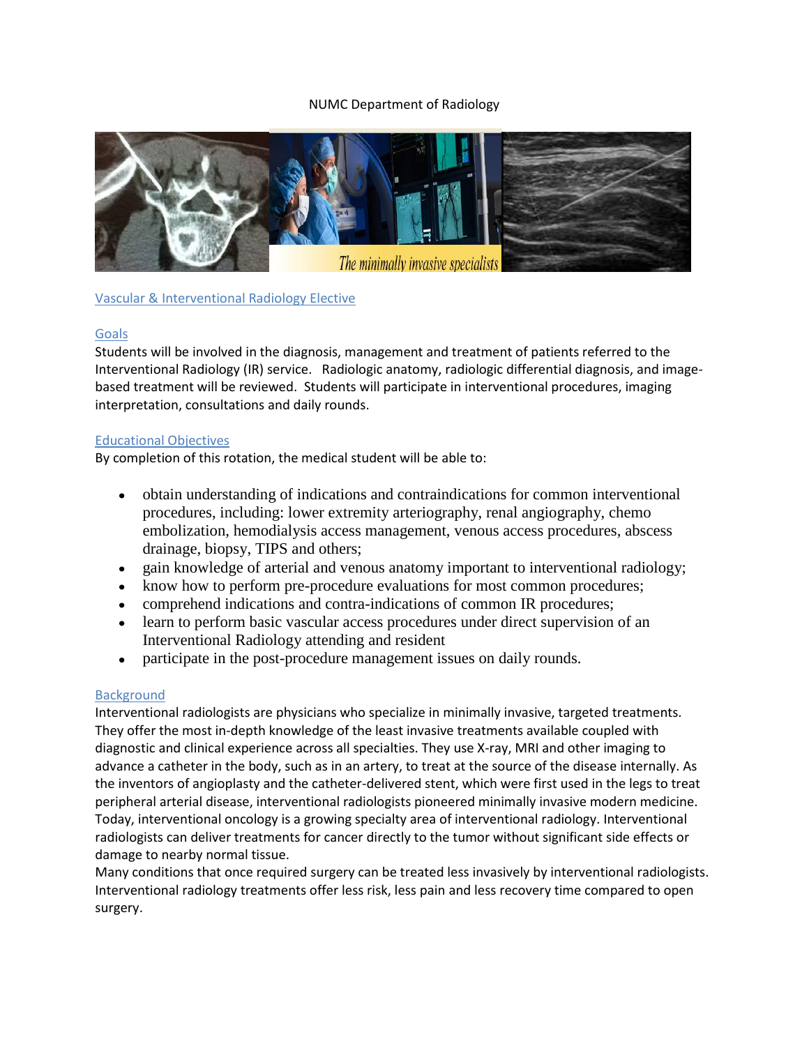NUMC Department of Radiology

## Vascular & Interventional Radiology Elective

### Goals

Students will be involved in the diagnosis, management and treatment of patients referred to the Interventional Radiology (IR) service. Radiologic anatomy, radiologic differential diagnosis, and image-based treatment will be reviewed. Students will participate in interventional procedures, imaging interpretation, consultations and daily rounds.

### Educational Objectives

By completion of this rotation, the medical student will be able to:

- obtain understanding of indications and contraindications for common interventional procedures, including: lower extremity arteriography, renal angiography, chemo embolization, hemodialysis access management, venous access procedures, abscess drainage, biopsy, TIPS and others;
- gain knowledge of arterial and venous anatomy important to interventional radiology;
- know how to perform pre-procedure evaluations for most common procedures;
- comprehend indications and contra-indications of common IR procedures;
- learn to perform basic vascular access procedures under direct supervision of an Interventional Radiology attending and resident
- participate in the post-procedure management issues on daily rounds.

### Background

Interventional radiologists are physicians who specialize in minimally invasive, targeted treatments. They offer the most in-depth knowledge of the least invasive treatments available coupled with diagnostic and clinical experience across all specialties. They use X-ray, MRI and other imaging to advance a catheter in the body, such as in an artery, to treat at the source of the disease internally. As the inventors of angioplasty and the catheter-delivered stent, which were first used in the legs to treat peripheral arterial disease, interventional radiologists pioneered minimally invasive modern medicine. Today, interventional oncology is a growing specialty area of interventional radiology. Interventional radiologists can deliver treatments for cancer directly to the tumor without significant side effects or damage to nearby normal tissue.

Many conditions that once required surgery can be treated less invasively by interventional radiologists. Interventional radiology treatments offer less risk, less pain and less recovery time compared to open surgery.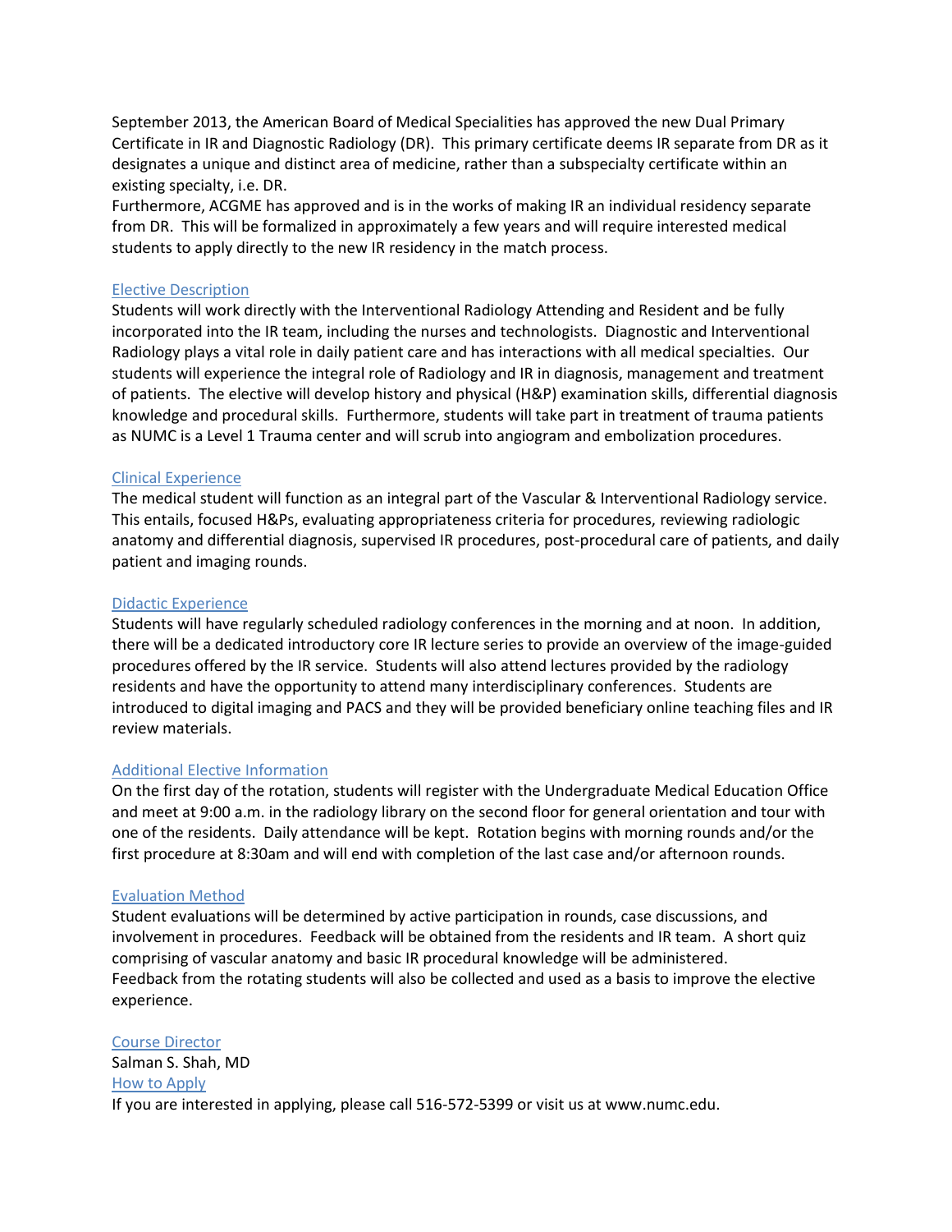September 2013, the American Board of Medical Specialities has approved the new Dual Primary Certificate in IR and Diagnostic Radiology (DR). This primary certificate deems IR separate from DR as it designates a unique and distinct area of medicine, rather than a subspecialty certificate within an existing specialty, i.e. DR.

Furthermore, ACGME has approved and is in the works of making IR an individual residency separate from DR. This will be formalized in approximately a few years and will require interested medical students to apply directly to the new IR residency in the match process.

## Elective Description

Students will work directly with the Interventional Radiology Attending and Resident and be fully incorporated into the IR team, including the nurses and technologists. Diagnostic and Interventional Radiology plays a vital role in daily patient care and has interactions with all medical specialties. Our students will experience the integral role of Radiology and IR in diagnosis, management and treatment of patients. The elective will develop history and physical (H&P) examination skills, differential diagnosis knowledge and procedural skills. Furthermore, students will take part in treatment of trauma patients as NUMC is a Level 1 Trauma center and will scrub into angiogram and embolization procedures.

## Clinical Experience

The medical student will function as an integral part of the Vascular & Interventional Radiology service. This entails, focused H&Ps, evaluating appropriateness criteria for procedures, reviewing radiologic anatomy and differential diagnosis, supervised IR procedures, post-procedural care of patients, and daily patient and imaging rounds.

## Didactic Experience

Students will have regularly scheduled radiology conferences in the morning and at noon. In addition, there will be a dedicated introductory core IR lecture series to provide an overview of the image-guided procedures offered by the IR service. Students will also attend lectures provided by the radiology residents and have the opportunity to attend many interdisciplinary conferences. Students are introduced to digital imaging and PACS and they will be provided beneficiary online teaching files and IR review materials.

## Additional Elective Information

On the first day of the rotation, students will register with the Undergraduate Medical Education Office and meet at 9:00 a.m. in the radiology library on the second floor for general orientation and tour with one of the residents. Daily attendance will be kept. Rotation begins with morning rounds and/or the first procedure at 8:30am and will end with completion of the last case and/or afternoon rounds.

## Evaluation Method

Student evaluations will be determined by active participation in rounds, case discussions, and involvement in procedures. Feedback will be obtained from the residents and IR team. A short quiz comprising of vascular anatomy and basic IR procedural knowledge will be administered.

Feedback from the rotating students will also be collected and used as a basis to improve the elective experience.

## Course Director

Salman S. Shah, MD

## How to Apply

If you are interested in applying, please call 516-572-5399 or visit us at www.numc.edu.